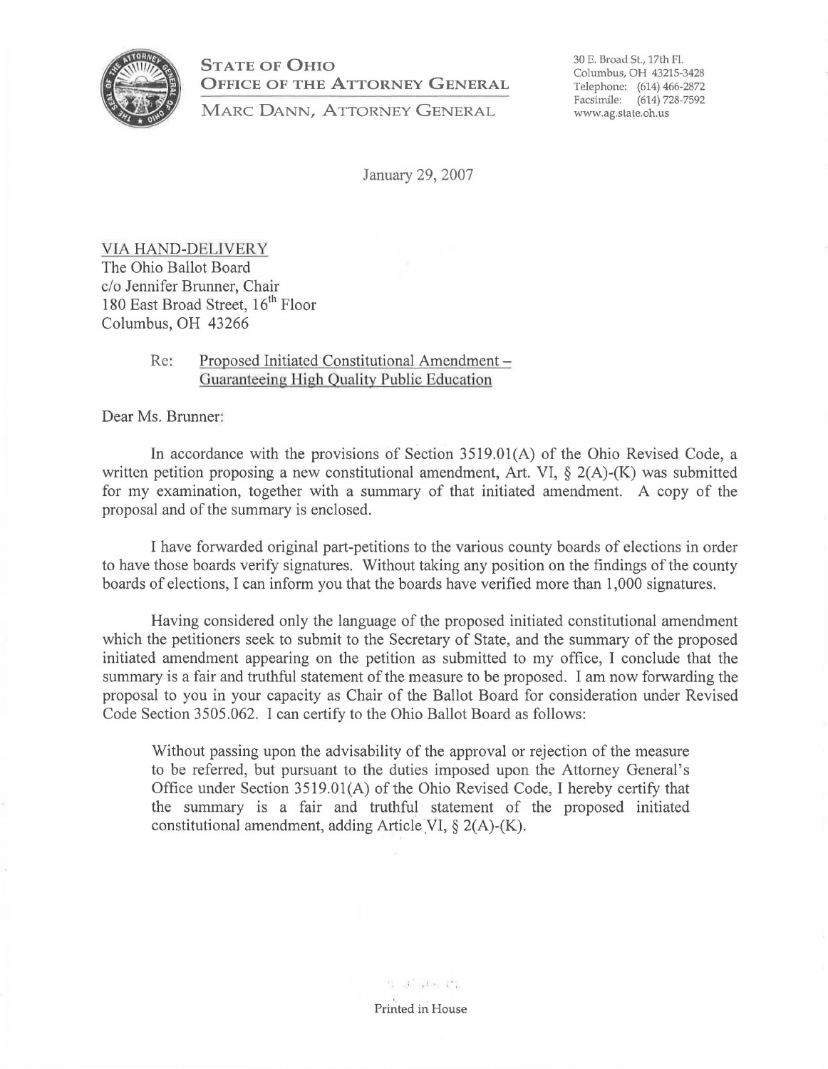**STATE OF OHIO**
**OFFICE OF THE ATTORNEY GENERAL**

MARC DANN, ATTORNEY GENERAL

30 E. Broad St., 17th Fl.
Columbus, OH 43215-3428
Telephone: (614) 466-2872
Facsimile: (614) 728-7592
www.ag.state.oh.us

January 29, 2007

VIA HAND-DELIVERY
The Ohio Ballot Board
c/o Jennifer Brunner, Chair
180 East Broad Street, 16th Floor
Columbus, OH 43266

Re: Proposed Initiated Constitutional Amendment – Guaranteeing High Quality Public Education

Dear Ms. Brunner:

In accordance with the provisions of Section 3519.01(A) of the Ohio Revised Code, a written petition proposing a new constitutional amendment, Art. VI, § 2(A)-(K) was submitted for my examination, together with a summary of that initiated amendment. A copy of the proposal and of the summary is enclosed.

I have forwarded original part-petitions to the various county boards of elections in order to have those boards verify signatures. Without taking any position on the findings of the county boards of elections, I can inform you that the boards have verified more than 1,000 signatures.

Having considered only the language of the proposed initiated constitutional amendment which the petitioners seek to submit to the Secretary of State, and the summary of the proposed initiated amendment appearing on the petition as submitted to my office, I conclude that the summary is a fair and truthful statement of the measure to be proposed. I am now forwarding the proposal to you in your capacity as Chair of the Ballot Board for consideration under Revised Code Section 3505.062. I can certify to the Ohio Ballot Board as follows:

> Without passing upon the advisability of the approval or rejection of the measure to be referred, but pursuant to the duties imposed upon the Attorney General's Office under Section 3519.01(A) of the Ohio Revised Code, I hereby certify that the summary is a fair and truthful statement of the proposed initiated constitutional amendment, adding Article VI, § 2(A)-(K).

Printed in House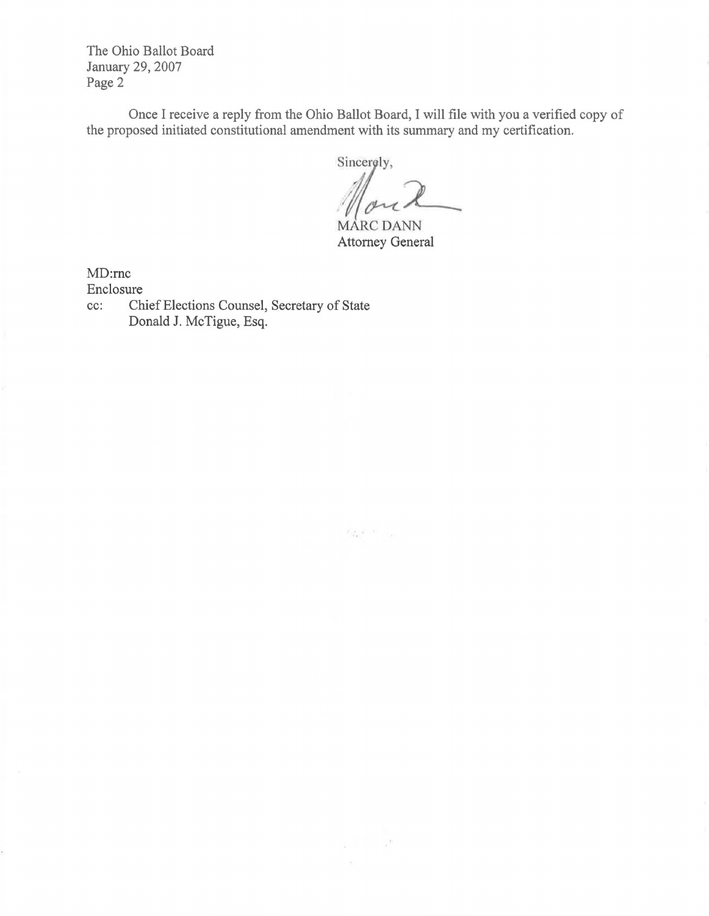Once I receive a reply from the Ohio Ballot Board, I will file with you a verified copy of the proposed initiated constitutional amendment with its summary and my certification.

Sincerely,

MARC DANN
Attorney General

MD:rnc
Enclosure
cc: Chief Elections Counsel, Secretary of State
Donald J. McTigue, Esq.